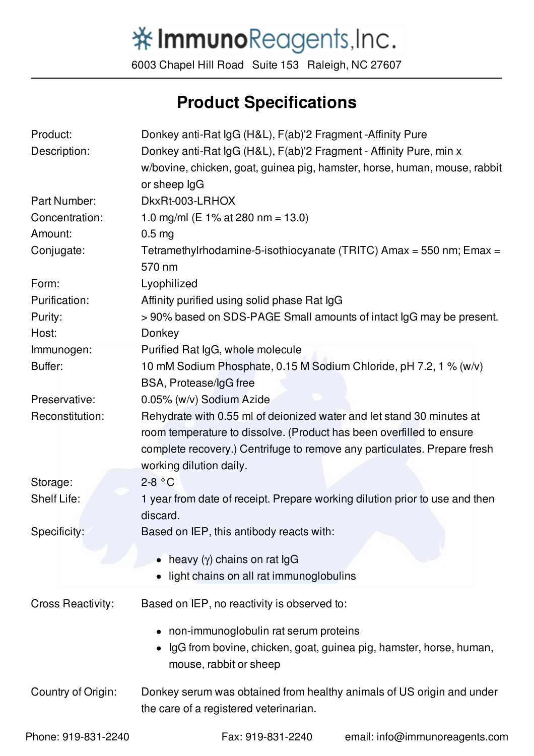# ImmunoReagents,Inc.

6003 Chapel Hill Road Suite 153 Raleigh, NC 27607

## Product Specifications

| | |
|---|---|
| Product: | Donkey anti-Rat IgG (H&L), F(ab)'2 Fragment -Affinity Pure |
| Description: | Donkey anti-Rat IgG (H&L), F(ab)'2 Fragment - Affinity Pure, min x w/bovine, chicken, goat, guinea pig, hamster, horse, human, mouse, rabbit or sheep IgG |
| Part Number: | DkxRt-003-LRHOX |
| Concentration: | 1.0 mg/ml (E 1% at 280 nm = 13.0) |
| Amount: | 0.5 mg |
| Conjugate: | Tetramethylrhodamine-5-isothiocyanate (TRITC) Amax = 550 nm; Emax = 570 nm |
| Form: | Lyophilized |
| Purification: | Affinity purified using solid phase Rat IgG |
| Purity: | > 90% based on SDS-PAGE Small amounts of intact IgG may be present. |
| Host: | Donkey |
| Immunogen: | Purified Rat IgG, whole molecule |
| Buffer: | 10 mM Sodium Phosphate, 0.15 M Sodium Chloride, pH 7.2, 1 % (w/v) BSA, Protease/IgG free |
| Preservative: | 0.05% (w/v) Sodium Azide |
| Reconstitution: | Rehydrate with 0.55 ml of deionized water and let stand 30 minutes at room temperature to dissolve. (Product has been overfilled to ensure complete recovery.) Centrifuge to remove any particulates. Prepare fresh working dilution daily. |
| Storage: | 2-8 °C |
| Shelf Life: | 1 year from date of receipt. Prepare working dilution prior to use and then discard. |

Specificity: Based on IEP, this antibody reacts with:

- heavy (γ) chains on rat IgG
- light chains on all rat immunoglobulins

Cross Reactivity: Based on IEP, no reactivity is observed to:

- non-immunoglobulin rat serum proteins
- IgG from bovine, chicken, goat, guinea pig, hamster, horse, human, mouse, rabbit or sheep

Country of Origin: Donkey serum was obtained from healthy animals of US origin and under the care of a registered veterinarian.

Phone: 919-831-2240 Fax: 919-831-2240 email: info@immunoreagents.com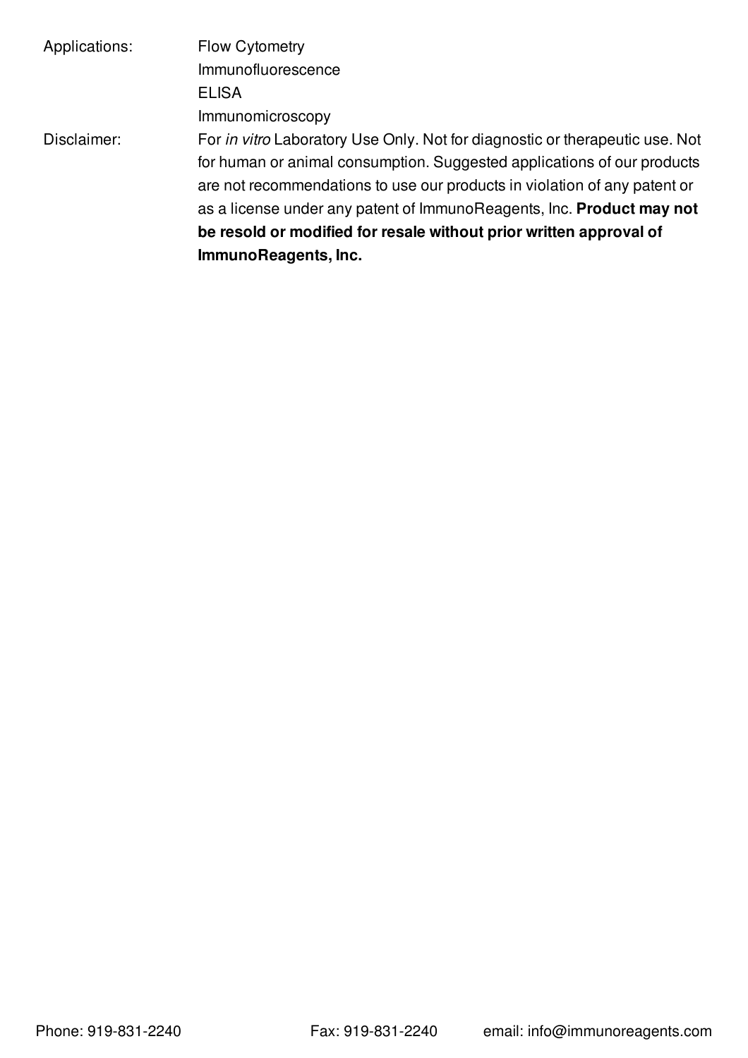| | |
|---|---|
| Applications: | Flow Cytometry<br>Immunofluorescence<br>ELISA<br>Immunomicroscopy |
| Disclaimer: | For *in vitro* Laboratory Use Only. Not for diagnostic or therapeutic use. Not for human or animal consumption. Suggested applications of our products are not recommendations to use our products in violation of any patent or as a license under any patent of ImmunoReagents, Inc. **Product may not be resold or modified for resale without prior written approval of ImmunoReagents, Inc.** |

Phone: 919-831-2240 Fax: 919-831-2240 email: info@immunoreagents.com